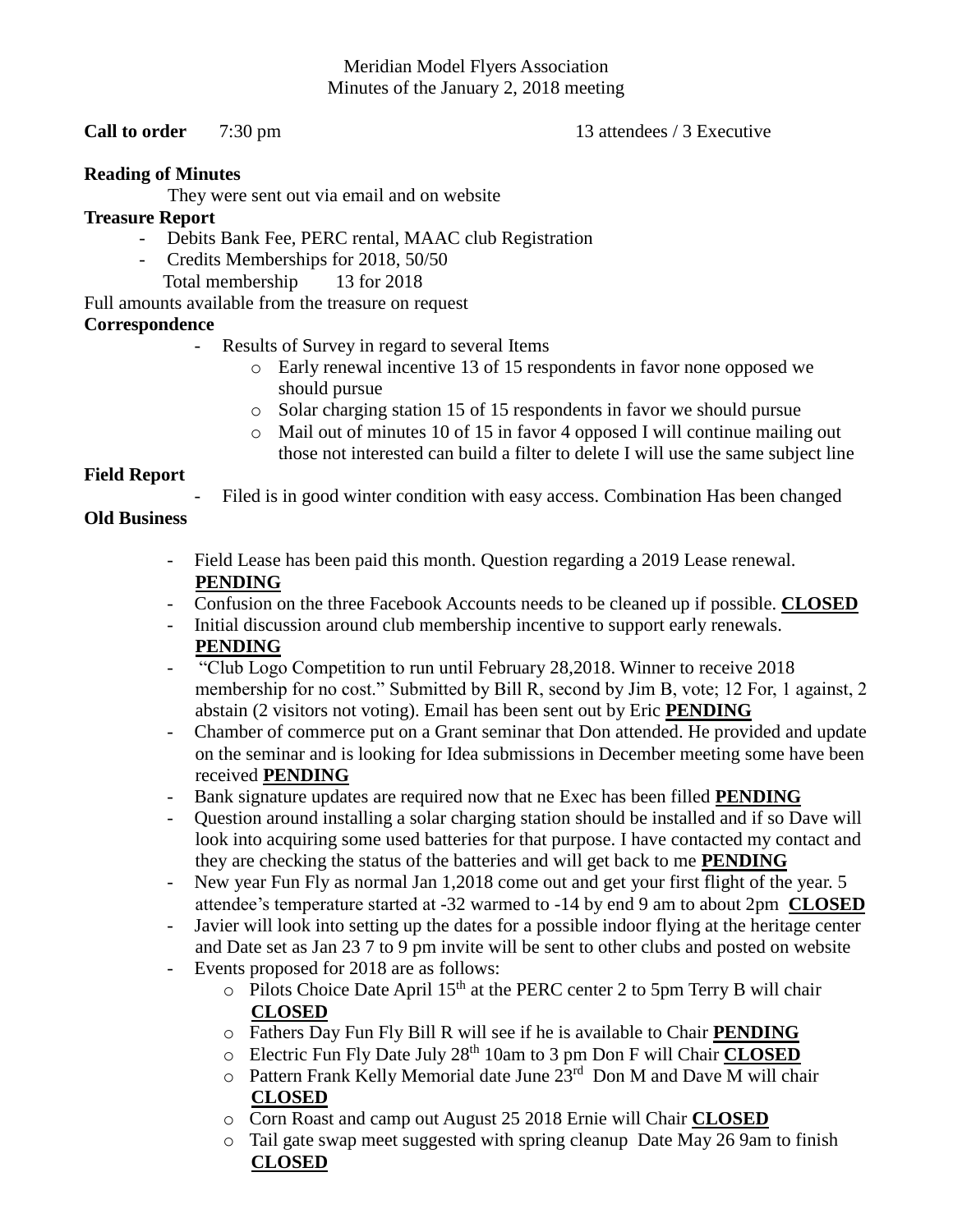Meridian Model Flyers Association
Minutes of the January 2, 2018 meeting

**Call to order** 7:30 pm 13 attendees / 3 Executive

**Reading of Minutes**

They were sent out via email and on website

**Treasure Report**

- Debits Bank Fee, PERC rental, MAAC club Registration
- Credits Memberships for 2018, 50/50

  Total membership 13 for 2018

Full amounts available from the treasure on request

**Correspondence**

- Results of Survey in regard to several Items
  - Early renewal incentive 13 of 15 respondents in favor none opposed we should pursue
  - Solar charging station 15 of 15 respondents in favor we should pursue
  - Mail out of minutes 10 of 15 in favor 4 opposed I will continue mailing out those not interested can build a filter to delete I will use the same subject line

**Field Report**

- Filed is in good winter condition with easy access. Combination Has been changed

**Old Business**

- Field Lease has been paid this month. Question regarding a 2019 Lease renewal. **PENDING**
- Confusion on the three Facebook Accounts needs to be cleaned up if possible. **CLOSED**
- Initial discussion around club membership incentive to support early renewals. **PENDING**
- "Club Logo Competition to run until February 28,2018. Winner to receive 2018 membership for no cost." Submitted by Bill R, second by Jim B, vote; 12 For, 1 against, 2 abstain (2 visitors not voting). Email has been sent out by Eric **PENDING**
- Chamber of commerce put on a Grant seminar that Don attended. He provided and update on the seminar and is looking for Idea submissions in December meeting some have been received **PENDING**
- Bank signature updates are required now that ne Exec has been filled **PENDING**
- Question around installing a solar charging station should be installed and if so Dave will look into acquiring some used batteries for that purpose. I have contacted my contact and they are checking the status of the batteries and will get back to me **PENDING**
- New year Fun Fly as normal Jan 1,2018 come out and get your first flight of the year. 5 attendee's temperature started at -32 warmed to -14 by end 9 am to about 2pm **CLOSED**
- Javier will look into setting up the dates for a possible indoor flying at the heritage center and Date set as Jan 23 7 to 9 pm invite will be sent to other clubs and posted on website
- Events proposed for 2018 are as follows:
  - Pilots Choice Date April 15th at the PERC center 2 to 5pm Terry B will chair **CLOSED**
  - Fathers Day Fun Fly Bill R will see if he is available to Chair **PENDING**
  - Electric Fun Fly Date July 28th 10am to 3 pm Don F will Chair **CLOSED**
  - Pattern Frank Kelly Memorial date June 23rd Don M and Dave M will chair **CLOSED**
  - Corn Roast and camp out August 25 2018 Ernie will Chair **CLOSED**
  - Tail gate swap meet suggested with spring cleanup Date May 26 9am to finish **CLOSED**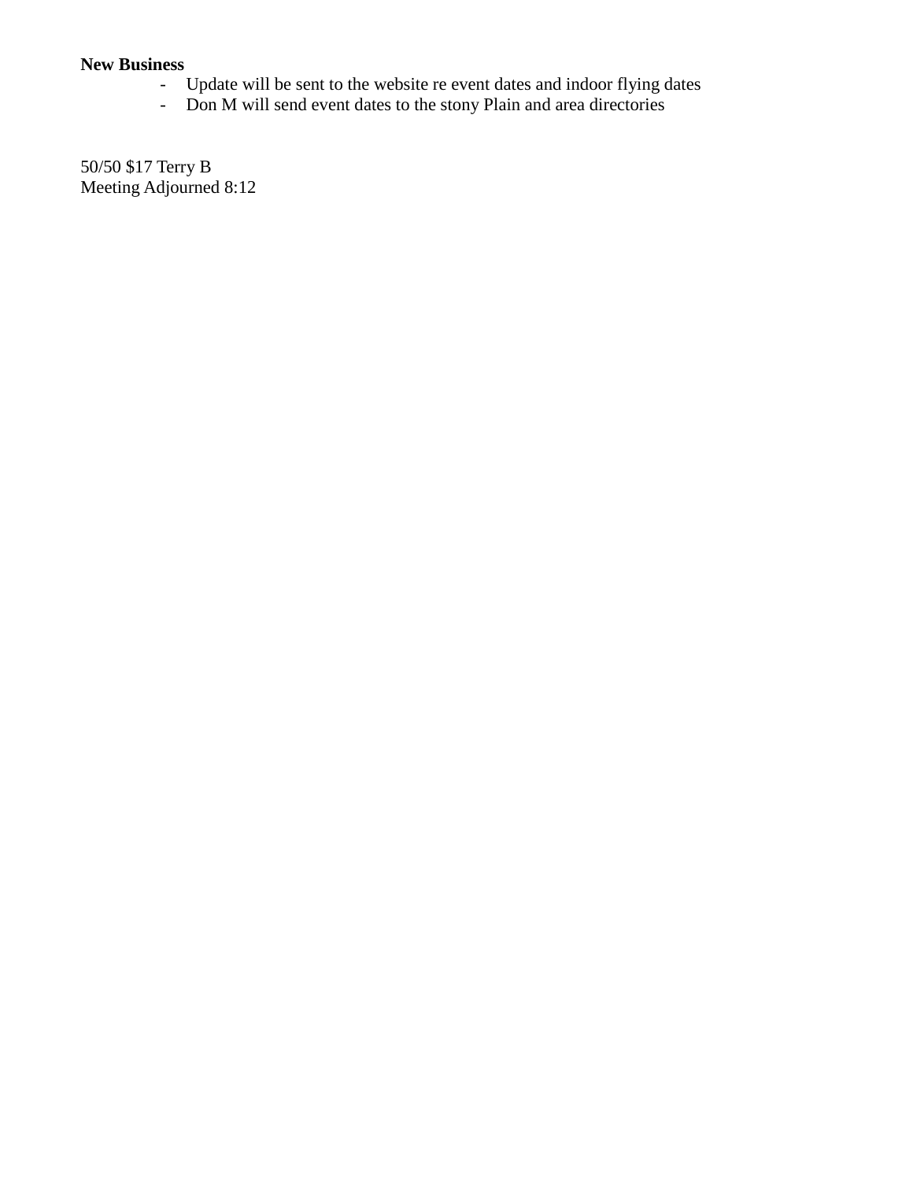**New Business**

- Update will be sent to the website re event dates and indoor flying dates
- Don M will send event dates to the stony Plain and area directories

50/50 $17 Terry B
Meeting Adjourned 8:12